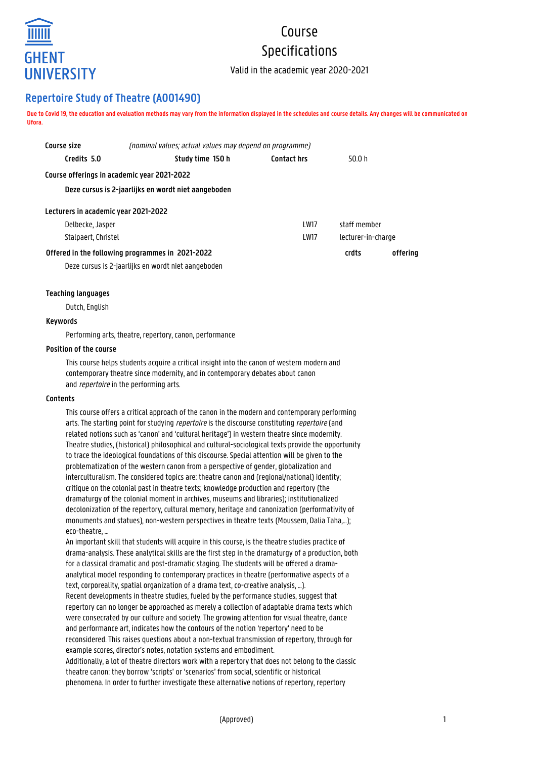GHENT UNIVERSITY

# Course Specifications

Valid in the academic year 2020-2021

## Repertoire Study of Theatre (A001490)

**Due to Covid 19, the education and evaluation methods may vary from the information displayed in the schedules and course details. Any changes will be communicated on Ufora.**

| **Course size** | *(nominal values; actual values may depend on programme)* | | |
|---|---|---|---|
| **Credits 5.0** | **Study time 150 h** | **Contact hrs** | 50.0 h |

**Course offerings in academic year 2021-2022**

**Deze cursus is 2-jaarlijks en wordt niet aangeboden**

**Lecturers in academic year 2021-2022**

| | | |
|---|---|---|
| Delbecke, Jasper | LW17 | staff member |
| Stalpaert, Christel | LW17 | lecturer-in-charge |

| **Offered in the following programmes in 2021-2022** | **crdts** | **offering** |
|---|---|---|
| Deze cursus is 2-jaarlijks en wordt niet aangeboden | | |

**Teaching languages**

Dutch, English

**Keywords**

Performing arts, theatre, repertory, canon, performance

**Position of the course**

This course helps students acquire a critical insight into the canon of western modern and contemporary theatre since modernity, and in contemporary debates about canon and *repertoire* in the performing arts.

**Contents**

This course offers a critical approach of the canon in the modern and contemporary performing arts. The starting point for studying *repertoire* is the discourse constituting *repertoire* (and related notions such as 'canon' and 'cultural heritage') in western theatre since modernity. Theatre studies, (historical) philosophical and cultural-sociological texts provide the opportunity to trace the ideological foundations of this discourse. Special attention will be given to the problematization of the western canon from a perspective of gender, globalization and interculturalism. The considered topics are: theatre canon and (regional/national) identity; critique on the colonial past in theatre texts; knowledge production and repertory (the dramaturgy of the colonial moment in archives, museums and libraries); institutionalized decolonization of the repertory, cultural memory, heritage and canonization (performativity of monuments and statues), non-western perspectives in theatre texts (Moussem, Dalia Taha,...); eco-theatre, ...

An important skill that students will acquire in this course, is the theatre studies practice of drama-analysis. These analytical skills are the first step in the dramaturgy of a production, both for a classical dramatic and post-dramatic staging. The students will be offered a drama-analytical model responding to contemporary practices in theatre (performative aspects of a text, corporeality, spatial organization of a drama text, co-creative analysis, ...).

Recent developments in theatre studies, fueled by the performance studies, suggest that repertory can no longer be approached as merely a collection of adaptable drama texts which were consecrated by our culture and society. The growing attention for visual theatre, dance and performance art, indicates how the contours of the notion 'repertory' need to be reconsidered. This raises questions about a non-textual transmission of repertory, through for example scores, director's notes, notation systems and embodiment.

Additionally, a lot of theatre directors work with a repertory that does not belong to the classic theatre canon: they borrow 'scripts' or 'scenarios' from social, scientific or historical phenomena. In order to further investigate these alternative notions of repertory, repertory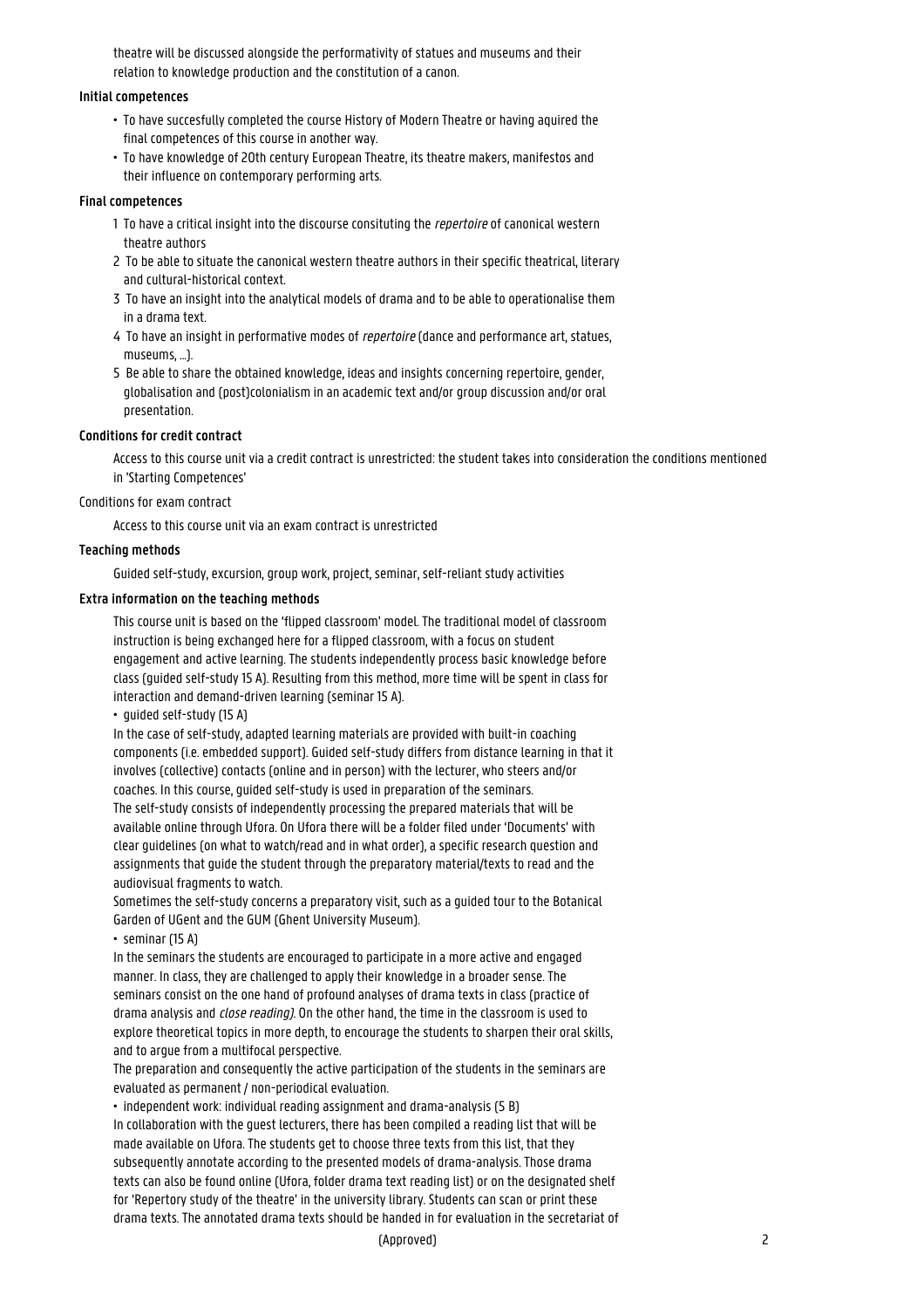theatre will be discussed alongside the performativity of statues and museums and their relation to knowledge production and the constitution of a canon.

**Initial competences**

- To have succesfully completed the course History of Modern Theatre or having aquired the final competences of this course in another way.
- To have knowledge of 20th century European Theatre, its theatre makers, manifestos and their influence on contemporary performing arts.

**Final competences**

1 To have a critical insight into the discourse consituting the *repertoire* of canonical western theatre authors

2 To be able to situate the canonical western theatre authors in their specific theatrical, literary and cultural-historical context.

3 To have an insight into the analytical models of drama and to be able to operationalise them in a drama text.

4 To have an insight in performative modes of *repertoire* (dance and performance art, statues, museums, ...).

5 Be able to share the obtained knowledge, ideas and insights concerning repertoire, gender, globalisation and (post)colonialism in an academic text and/or group discussion and/or oral presentation.

**Conditions for credit contract**

Access to this course unit via a credit contract is unrestricted: the student takes into consideration the conditions mentioned in 'Starting Competences'

Conditions for exam contract

Access to this course unit via an exam contract is unrestricted

**Teaching methods**

Guided self-study, excursion, group work, project, seminar, self-reliant study activities

**Extra information on the teaching methods**

This course unit is based on the 'flipped classroom' model. The traditional model of classroom instruction is being exchanged here for a flipped classroom, with a focus on student engagement and active learning. The students independently process basic knowledge before class (guided self-study 15 A). Resulting from this method, more time will be spent in class for interaction and demand-driven learning (seminar 15 A).

- guided self-study (15 A)

In the case of self-study, adapted learning materials are provided with built-in coaching components (i.e. embedded support). Guided self-study differs from distance learning in that it involves (collective) contacts (online and in person) with the lecturer, who steers and/or coaches. In this course, guided self-study is used in preparation of the seminars.
The self-study consists of independently processing the prepared materials that will be available online through Ufora. On Ufora there will be a folder filed under 'Documents' with clear guidelines (on what to watch/read and in what order), a specific research question and assignments that guide the student through the preparatory material/texts to read and the audiovisual fragments to watch.
Sometimes the self-study concerns a preparatory visit, such as a guided tour to the Botanical Garden of UGent and the GUM (Ghent University Museum).

- seminar (15 A)

In the seminars the students are encouraged to participate in a more active and engaged manner. In class, they are challenged to apply their knowledge in a broader sense. The seminars consist on the one hand of profound analyses of drama texts in class (practice of drama analysis and *close reading).* On the other hand, the time in the classroom is used to explore theoretical topics in more depth, to encourage the students to sharpen their oral skills, and to argue from a multifocal perspective.
The preparation and consequently the active participation of the students in the seminars are evaluated as permanent / non-periodical evaluation.

- independent work: individual reading assignment and drama-analysis (5 B)

In collaboration with the guest lecturers, there has been compiled a reading list that will be made available on Ufora. The students get to choose three texts from this list, that they subsequently annotate according to the presented models of drama-analysis. Those drama texts can also be found online (Ufora, folder drama text reading list) or on the designated shelf for 'Repertory study of the theatre' in the university library. Students can scan or print these drama texts. The annotated drama texts should be handed in for evaluation in the secretariat of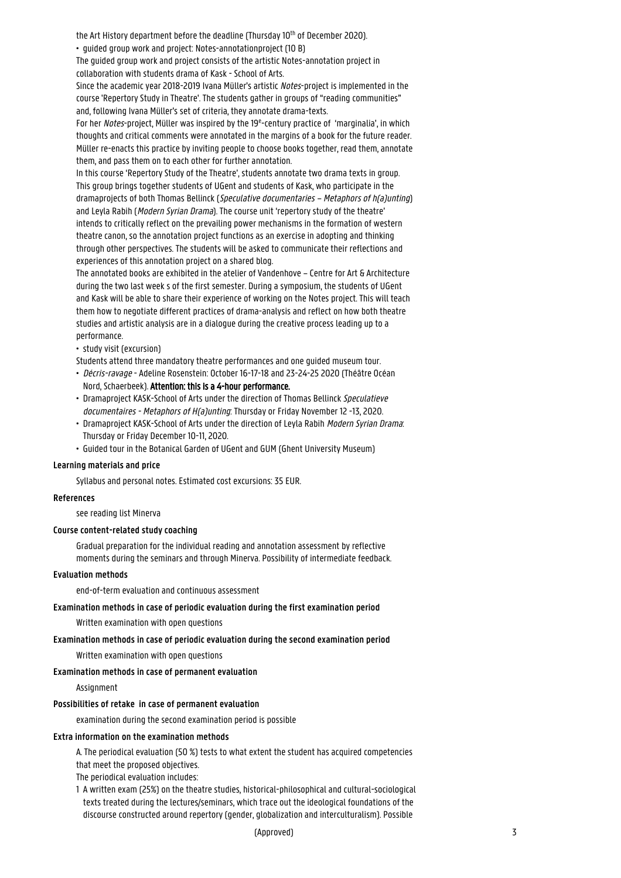the Art History department before the deadline (Thursday 10[th] of December 2020).

- guided group work and project: Notes-annotationproject (10 B)

The guided group work and project consists of the artistic Notes-annotation project in collaboration with students drama of Kask - School of Arts.

Since the academic year 2018-2019 Ivana Müller's artistic *Notes*-project is implemented in the course 'Repertory Study in Theatre'. The students gather in groups of "reading communities" and, following Ivana Müller's set of criteria, they annotate drama-texts.

For her *Notes*-project, Müller was inspired by the 19[e]-century practice of 'marginalia', in which thoughts and critical comments were annotated in the margins of a book for the future reader. Müller re-enacts this practice by inviting people to choose books together, read them, annotate them, and pass them on to each other for further annotation.

In this course 'Repertory Study of the Theatre', students annotate two drama texts in group. This group brings together students of UGent and students of Kask, who participate in the dramaprojects of both Thomas Bellinck (*Speculative documentaries – Metaphors of h(a)unting*) and Leyla Rabih (*Modern Syrian Drama*). The course unit 'repertory study of the theatre' intends to critically reflect on the prevailing power mechanisms in the formation of western theatre canon, so the annotation project functions as an exercise in adopting and thinking through other perspectives. The students will be asked to communicate their reflections and experiences of this annotation project on a shared blog.

The annotated books are exhibited in the atelier of Vandenhove – Centre for Art & Architecture during the two last week s of the first semester. During a symposium, the students of UGent and Kask will be able to share their experience of working on the Notes project. This will teach them how to negotiate different practices of drama-analysis and reflect on how both theatre studies and artistic analysis are in a dialogue during the creative process leading up to a performance.

- study visit (excursion)

Students attend three mandatory theatre performances and one guided museum tour.

- *Décris-ravage* - Adeline Rosenstein: October 16-17-18 and 23-24-25 2020 (Théâtre Océan Nord, Schaerbeek). **Attention: this is a 4-hour performance.**
- Dramaproject KASK-School of Arts under the direction of Thomas Bellinck *Speculatieve documentaires - Metaphors of H(a)unting*: Thursday or Friday November 12 -13, 2020.
- Dramaproject KASK-School of Arts under the direction of Leyla Rabih *Modern Syrian Drama*: Thursday or Friday December 10-11, 2020.
- Guided tour in the Botanical Garden of UGent and GUM (Ghent University Museum)

**Learning materials and price**

Syllabus and personal notes. Estimated cost excursions: 35 EUR.

**References**

see reading list Minerva

**Course content-related study coaching**

Gradual preparation for the individual reading and annotation assessment by reflective moments during the seminars and through Minerva. Possibility of intermediate feedback.

**Evaluation methods**

end-of-term evaluation and continuous assessment

**Examination methods in case of periodic evaluation during the first examination period**

Written examination with open questions

**Examination methods in case of periodic evaluation during the second examination period**

Written examination with open questions

**Examination methods in case of permanent evaluation**

Assignment

**Possibilities of retake in case of permanent evaluation**

examination during the second examination period is possible

**Extra information on the examination methods**

A. The periodical evaluation (50 %) tests to what extent the student has acquired competencies that meet the proposed objectives.

The periodical evaluation includes:

1 A written exam (25%) on the theatre studies, historical-philosophical and cultural-sociological texts treated during the lectures/seminars, which trace out the ideological foundations of the discourse constructed around repertory (gender, globalization and interculturalism). Possible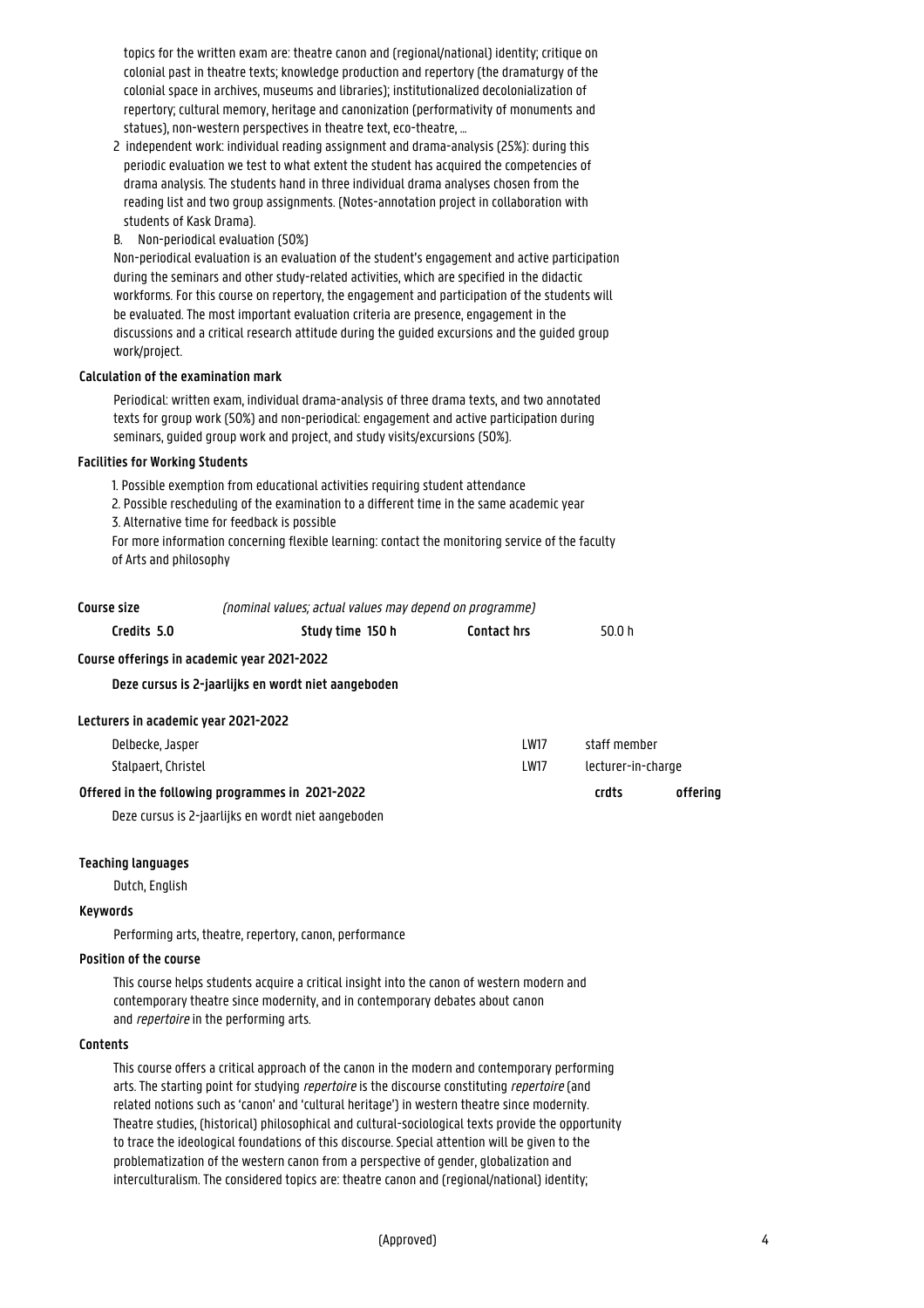topics for the written exam are: theatre canon and (regional/national) identity; critique on colonial past in theatre texts; knowledge production and repertory (the dramaturgy of the colonial space in archives, museums and libraries); institutionalized decolonialization of repertory; cultural memory, heritage and canonization (performativity of monuments and statues), non-western perspectives in theatre text, eco-theatre, ...

2 independent work: individual reading assignment and drama-analysis (25%): during this periodic evaluation we test to what extent the student has acquired the competencies of drama analysis. The students hand in three individual drama analyses chosen from the reading list and two group assignments. (Notes-annotation project in collaboration with students of Kask Drama).

B. Non-periodical evaluation (50%)

Non-periodical evaluation is an evaluation of the student's engagement and active participation during the seminars and other study-related activities, which are specified in the didactic workforms. For this course on repertory, the engagement and participation of the students will be evaluated. The most important evaluation criteria are presence, engagement in the discussions and a critical research attitude during the guided excursions and the guided group work/project.

#### Calculation of the examination mark

Periodical: written exam, individual drama-analysis of three drama texts, and two annotated texts for group work (50%) and non-periodical: engagement and active participation during seminars, guided group work and project, and study visits/excursions (50%).

#### Facilities for Working Students

1. Possible exemption from educational activities requiring student attendance
2. Possible rescheduling of the examination to a different time in the same academic year
3. Alternative time for feedback is possible

For more information concerning flexible learning: contact the monitoring service of the faculty of Arts and philosophy

**Course size** *(nominal values; actual values may depend on programme)*

| **Credits 5.0** | **Study time 150 h** | **Contact hrs** | 50.0 h |
|---|---|---|---|

**Course offerings in academic year 2021-2022**

**Deze cursus is 2-jaarlijks en wordt niet aangeboden**

**Lecturers in academic year 2021-2022**

| | | |
|---|---|---|
| Delbecke, Jasper | LW17 | staff member |
| Stalpaert, Christel | LW17 | lecturer-in-charge |

| **Offered in the following programmes in 2021-2022** | **crdts** | **offering** |
|---|---|---|
| Deze cursus is 2-jaarlijks en wordt niet aangeboden | | |

#### Teaching languages

Dutch, English

#### Keywords

Performing arts, theatre, repertory, canon, performance

#### Position of the course

This course helps students acquire a critical insight into the canon of western modern and contemporary theatre since modernity, and in contemporary debates about canon and *repertoire* in the performing arts.

#### Contents

This course offers a critical approach of the canon in the modern and contemporary performing arts. The starting point for studying *repertoire* is the discourse constituting *repertoire* (and related notions such as 'canon' and 'cultural heritage') in western theatre since modernity. Theatre studies, (historical) philosophical and cultural-sociological texts provide the opportunity to trace the ideological foundations of this discourse. Special attention will be given to the problematization of the western canon from a perspective of gender, globalization and interculturalism. The considered topics are: theatre canon and (regional/national) identity;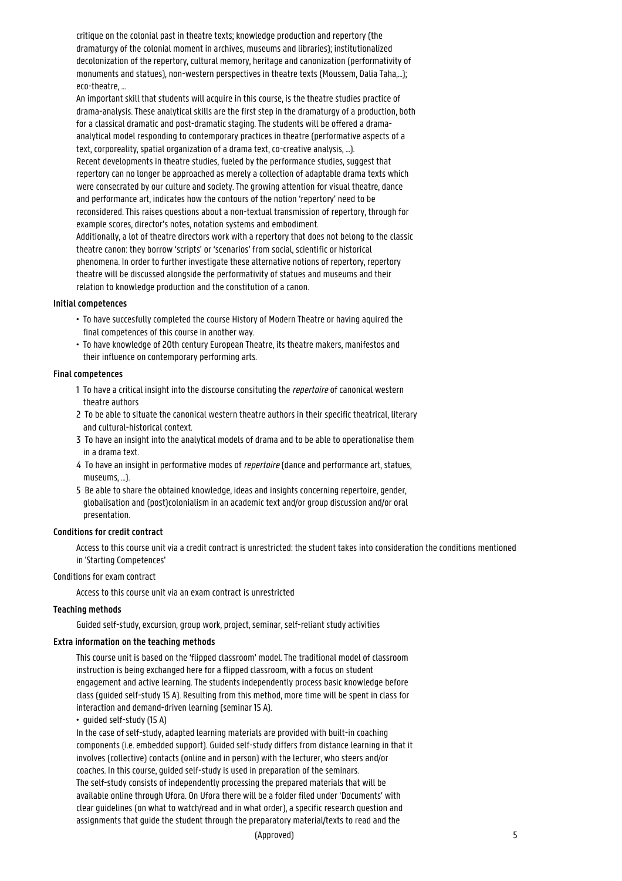critique on the colonial past in theatre texts; knowledge production and repertory (the dramaturgy of the colonial moment in archives, museums and libraries); institutionalized decolonization of the repertory, cultural memory, heritage and canonization (performativity of monuments and statues), non-western perspectives in theatre texts (Moussem, Dalia Taha,...); eco-theatre, ...

An important skill that students will acquire in this course, is the theatre studies practice of drama-analysis. These analytical skills are the first step in the dramaturgy of a production, both for a classical dramatic and post-dramatic staging. The students will be offered a drama-analytical model responding to contemporary practices in theatre (performative aspects of a text, corporeality, spatial organization of a drama text, co-creative analysis, ...).

Recent developments in theatre studies, fueled by the performance studies, suggest that repertory can no longer be approached as merely a collection of adaptable drama texts which were consecrated by our culture and society. The growing attention for visual theatre, dance and performance art, indicates how the contours of the notion 'repertory' need to be reconsidered. This raises questions about a non-textual transmission of repertory, through for example scores, director's notes, notation systems and embodiment.

Additionally, a lot of theatre directors work with a repertory that does not belong to the classic theatre canon: they borrow 'scripts' or 'scenarios' from social, scientific or historical phenomena. In order to further investigate these alternative notions of repertory, repertory theatre will be discussed alongside the performativity of statues and museums and their relation to knowledge production and the constitution of a canon.

**Initial competences**

- To have succesfully completed the course History of Modern Theatre or having aquired the final competences of this course in another way.
- To have knowledge of 20th century European Theatre, its theatre makers, manifestos and their influence on contemporary performing arts.

**Final competences**

1 To have a critical insight into the discourse consituting the *repertoire* of canonical western theatre authors

2 To be able to situate the canonical western theatre authors in their specific theatrical, literary and cultural-historical context.

3 To have an insight into the analytical models of drama and to be able to operationalise them in a drama text.

4 To have an insight in performative modes of *repertoire* (dance and performance art, statues, museums, ...).

5 Be able to share the obtained knowledge, ideas and insights concerning repertoire, gender, globalisation and (post)colonialism in an academic text and/or group discussion and/or oral presentation.

**Conditions for credit contract**

Access to this course unit via a credit contract is unrestricted: the student takes into consideration the conditions mentioned in 'Starting Competences'

Conditions for exam contract

Access to this course unit via an exam contract is unrestricted

**Teaching methods**

Guided self-study, excursion, group work, project, seminar, self-reliant study activities

**Extra information on the teaching methods**

This course unit is based on the 'flipped classroom' model. The traditional model of classroom instruction is being exchanged here for a flipped classroom, with a focus on student engagement and active learning. The students independently process basic knowledge before class (guided self-study 15 A). Resulting from this method, more time will be spent in class for interaction and demand-driven learning (seminar 15 A).

- guided self-study (15 A)

In the case of self-study, adapted learning materials are provided with built-in coaching components (i.e. embedded support). Guided self-study differs from distance learning in that it involves (collective) contacts (online and in person) with the lecturer, who steers and/or coaches. In this course, guided self-study is used in preparation of the seminars.

The self-study consists of independently processing the prepared materials that will be available online through Ufora. On Ufora there will be a folder filed under 'Documents' with clear guidelines (on what to watch/read and in what order), a specific research question and assignments that guide the student through the preparatory material/texts to read and the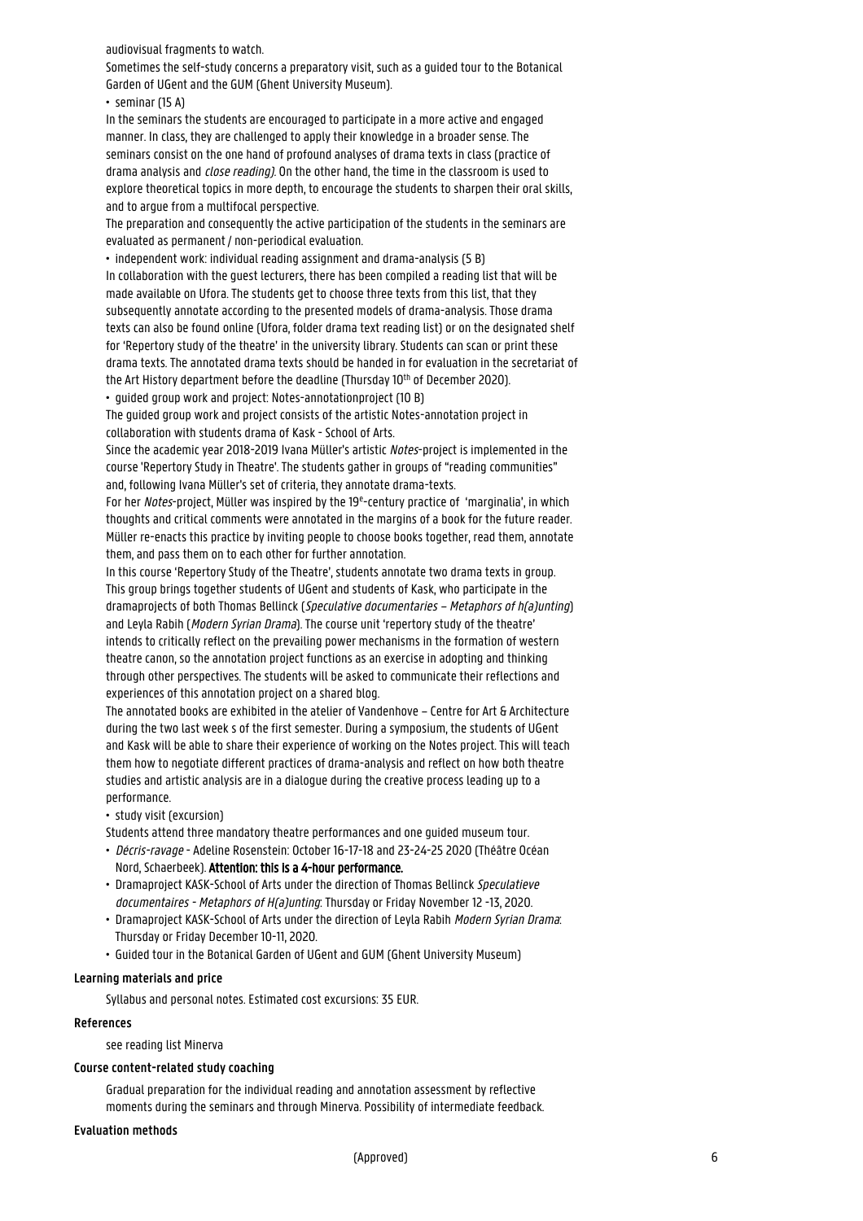audiovisual fragments to watch.

Sometimes the self-study concerns a preparatory visit, such as a guided tour to the Botanical Garden of UGent and the GUM (Ghent University Museum).

• seminar (15 A)

In the seminars the students are encouraged to participate in a more active and engaged manner. In class, they are challenged to apply their knowledge in a broader sense. The seminars consist on the one hand of profound analyses of drama texts in class (practice of drama analysis and *close reading)*. On the other hand, the time in the classroom is used to explore theoretical topics in more depth, to encourage the students to sharpen their oral skills, and to argue from a multifocal perspective.

The preparation and consequently the active participation of the students in the seminars are evaluated as permanent / non-periodical evaluation.

• independent work: individual reading assignment and drama-analysis (5 B)

In collaboration with the guest lecturers, there has been compiled a reading list that will be made available on Ufora. The students get to choose three texts from this list, that they subsequently annotate according to the presented models of drama-analysis. Those drama texts can also be found online (Ufora, folder drama text reading list) or on the designated shelf for 'Repertory study of the theatre' in the university library. Students can scan or print these drama texts. The annotated drama texts should be handed in for evaluation in the secretariat of the Art History department before the deadline (Thursday 10th of December 2020).

• guided group work and project: Notes-annotationproject (10 B)

The guided group work and project consists of the artistic Notes-annotation project in collaboration with students drama of Kask - School of Arts.

Since the academic year 2018-2019 Ivana Müller's artistic *Notes*-project is implemented in the course 'Repertory Study in Theatre'. The students gather in groups of "reading communities" and, following Ivana Müller's set of criteria, they annotate drama-texts.

For her *Notes*-project, Müller was inspired by the 19e-century practice of 'marginalia', in which thoughts and critical comments were annotated in the margins of a book for the future reader. Müller re-enacts this practice by inviting people to choose books together, read them, annotate them, and pass them on to each other for further annotation.

In this course 'Repertory Study of the Theatre', students annotate two drama texts in group. This group brings together students of UGent and students of Kask, who participate in the dramaprojects of both Thomas Bellinck (*Speculative documentaries – Metaphors of h(a)unting*) and Leyla Rabih (*Modern Syrian Drama*). The course unit 'repertory study of the theatre' intends to critically reflect on the prevailing power mechanisms in the formation of western theatre canon, so the annotation project functions as an exercise in adopting and thinking through other perspectives. The students will be asked to communicate their reflections and experiences of this annotation project on a shared blog.

The annotated books are exhibited in the atelier of Vandenhove – Centre for Art & Architecture during the two last week s of the first semester. During a symposium, the students of UGent and Kask will be able to share their experience of working on the Notes project. This will teach them how to negotiate different practices of drama-analysis and reflect on how both theatre studies and artistic analysis are in a dialogue during the creative process leading up to a performance.

• study visit (excursion)

Students attend three mandatory theatre performances and one guided museum tour.

- *Décris-ravage* - Adeline Rosenstein: October 16-17-18 and 23-24-25 2020 (Théâtre Océan Nord, Schaerbeek). **Attention: this is a 4-hour performance.**
- Dramaproject KASK-School of Arts under the direction of Thomas Bellinck *Speculatieve documentaires - Metaphors of H(a)unting*: Thursday or Friday November 12 -13, 2020.
- Dramaproject KASK-School of Arts under the direction of Leyla Rabih *Modern Syrian Drama*: Thursday or Friday December 10-11, 2020.
- Guided tour in the Botanical Garden of UGent and GUM (Ghent University Museum)

**Learning materials and price**

Syllabus and personal notes. Estimated cost excursions: 35 EUR.

**References**

see reading list Minerva

**Course content-related study coaching**

Gradual preparation for the individual reading and annotation assessment by reflective moments during the seminars and through Minerva. Possibility of intermediate feedback.

**Evaluation methods**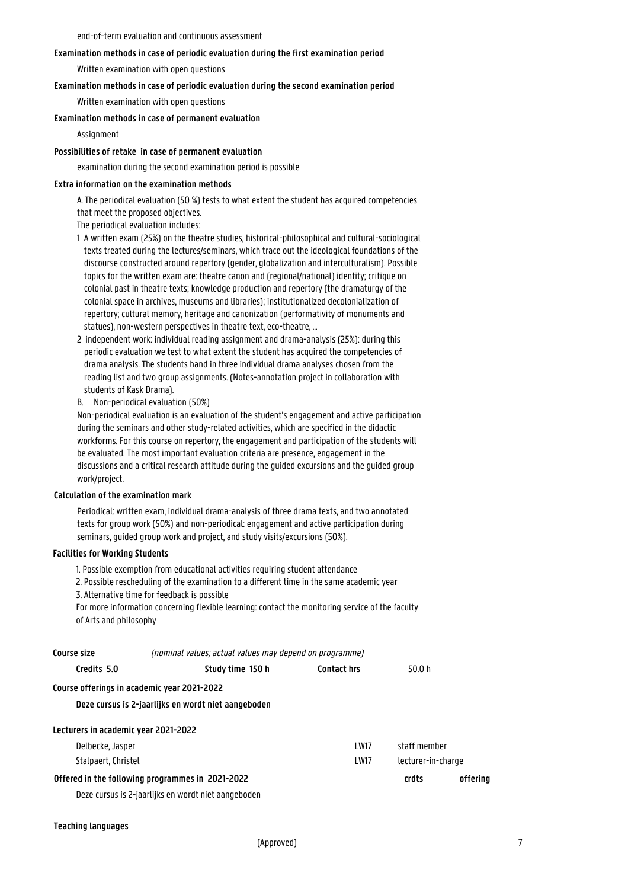end-of-term evaluation and continuous assessment

**Examination methods in case of periodic evaluation during the first examination period**

Written examination with open questions

**Examination methods in case of periodic evaluation during the second examination period**

Written examination with open questions

**Examination methods in case of permanent evaluation**

Assignment

**Possibilities of retake in case of permanent evaluation**

examination during the second examination period is possible

**Extra information on the examination methods**

A. The periodical evaluation (50 %) tests to what extent the student has acquired competencies that meet the proposed objectives.

The periodical evaluation includes:

1 A written exam (25%) on the theatre studies, historical-philosophical and cultural-sociological texts treated during the lectures/seminars, which trace out the ideological foundations of the discourse constructed around repertory (gender, globalization and interculturalism). Possible topics for the written exam are: theatre canon and (regional/national) identity; critique on colonial past in theatre texts; knowledge production and repertory (the dramaturgy of the colonial space in archives, museums and libraries); institutionalized decolonialization of repertory; cultural memory, heritage and canonization (performativity of monuments and statues), non-western perspectives in theatre text, eco-theatre, ...

2 independent work: individual reading assignment and drama-analysis (25%): during this periodic evaluation we test to what extent the student has acquired the competencies of drama analysis. The students hand in three individual drama analyses chosen from the reading list and two group assignments. (Notes-annotation project in collaboration with students of Kask Drama).

B. Non-periodical evaluation (50%)

Non-periodical evaluation is an evaluation of the student's engagement and active participation during the seminars and other study-related activities, which are specified in the didactic workforms. For this course on repertory, the engagement and participation of the students will be evaluated. The most important evaluation criteria are presence, engagement in the discussions and a critical research attitude during the guided excursions and the guided group work/project.

**Calculation of the examination mark**

Periodical: written exam, individual drama-analysis of three drama texts, and two annotated texts for group work (50%) and non-periodical: engagement and active participation during seminars, guided group work and project, and study visits/excursions (50%).

**Facilities for Working Students**

1. Possible exemption from educational activities requiring student attendance
2. Possible rescheduling of the examination to a different time in the same academic year
3. Alternative time for feedback is possible

For more information concerning flexible learning: contact the monitoring service of the faculty of Arts and philosophy

**Course size** *(nominal values; actual values may depend on programme)*

| **Credits 5.0** | **Study time 150 h** | **Contact hrs** | 50.0 h |
|---|---|---|---|

**Course offerings in academic year 2021-2022**

**Deze cursus is 2-jaarlijks en wordt niet aangeboden**

**Lecturers in academic year 2021-2022**

| | | |
|---|---|---|
| Delbecke, Jasper | LW17 | staff member |
| Stalpaert, Christel | LW17 | lecturer-in-charge |

**Offered in the following programmes in 2021-2022** **crdts** **offering**

Deze cursus is 2-jaarlijks en wordt niet aangeboden

**Teaching languages**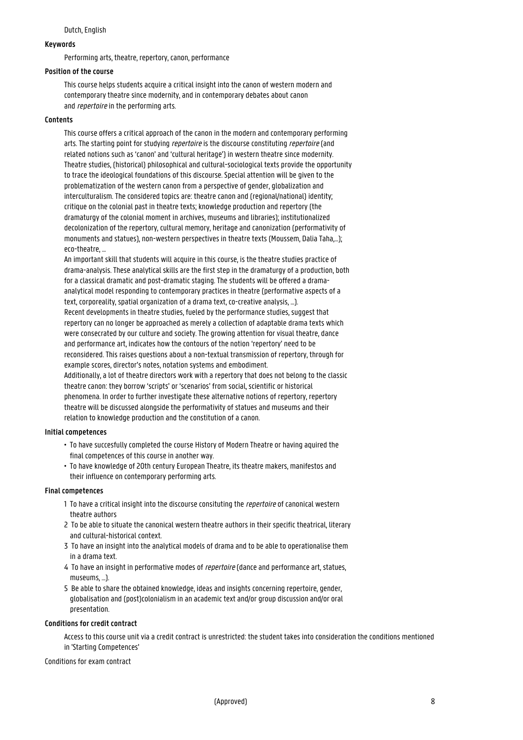Dutch, English

**Keywords**

Performing arts, theatre, repertory, canon, performance

**Position of the course**

This course helps students acquire a critical insight into the canon of western modern and contemporary theatre since modernity, and in contemporary debates about canon and *repertoire* in the performing arts.

**Contents**

This course offers a critical approach of the canon in the modern and contemporary performing arts. The starting point for studying *repertoire* is the discourse constituting *repertoire* (and related notions such as 'canon' and 'cultural heritage') in western theatre since modernity. Theatre studies, (historical) philosophical and cultural-sociological texts provide the opportunity to trace the ideological foundations of this discourse. Special attention will be given to the problematization of the western canon from a perspective of gender, globalization and interculturalism. The considered topics are: theatre canon and (regional/national) identity; critique on the colonial past in theatre texts; knowledge production and repertory (the dramaturgy of the colonial moment in archives, museums and libraries); institutionalized decolonization of the repertory, cultural memory, heritage and canonization (performativity of monuments and statues), non-western perspectives in theatre texts (Moussem, Dalia Taha,...); eco-theatre, ...

An important skill that students will acquire in this course, is the theatre studies practice of drama-analysis. These analytical skills are the first step in the dramaturgy of a production, both for a classical dramatic and post-dramatic staging. The students will be offered a drama-analytical model responding to contemporary practices in theatre (performative aspects of a text, corporeality, spatial organization of a drama text, co-creative analysis, ...).

Recent developments in theatre studies, fueled by the performance studies, suggest that repertory can no longer be approached as merely a collection of adaptable drama texts which were consecrated by our culture and society. The growing attention for visual theatre, dance and performance art, indicates how the contours of the notion 'repertory' need to be reconsidered. This raises questions about a non-textual transmission of repertory, through for example scores, director's notes, notation systems and embodiment.

Additionally, a lot of theatre directors work with a repertory that does not belong to the classic theatre canon: they borrow 'scripts' or 'scenarios' from social, scientific or historical phenomena. In order to further investigate these alternative notions of repertory, repertory theatre will be discussed alongside the performativity of statues and museums and their relation to knowledge production and the constitution of a canon.

**Initial competences**

- To have succesfully completed the course History of Modern Theatre or having aquired the final competences of this course in another way.
- To have knowledge of 20th century European Theatre, its theatre makers, manifestos and their influence on contemporary performing arts.

**Final competences**

1. To have a critical insight into the discourse consituting the *repertoire* of canonical western theatre authors
2. To be able to situate the canonical western theatre authors in their specific theatrical, literary and cultural-historical context.
3. To have an insight into the analytical models of drama and to be able to operationalise them in a drama text.
4. To have an insight in performative modes of *repertoire* (dance and performance art, statues, museums, ...).
5. Be able to share the obtained knowledge, ideas and insights concerning repertoire, gender, globalisation and (post)colonialism in an academic text and/or group discussion and/or oral presentation.

**Conditions for credit contract**

Access to this course unit via a credit contract is unrestricted: the student takes into consideration the conditions mentioned in 'Starting Competences'

Conditions for exam contract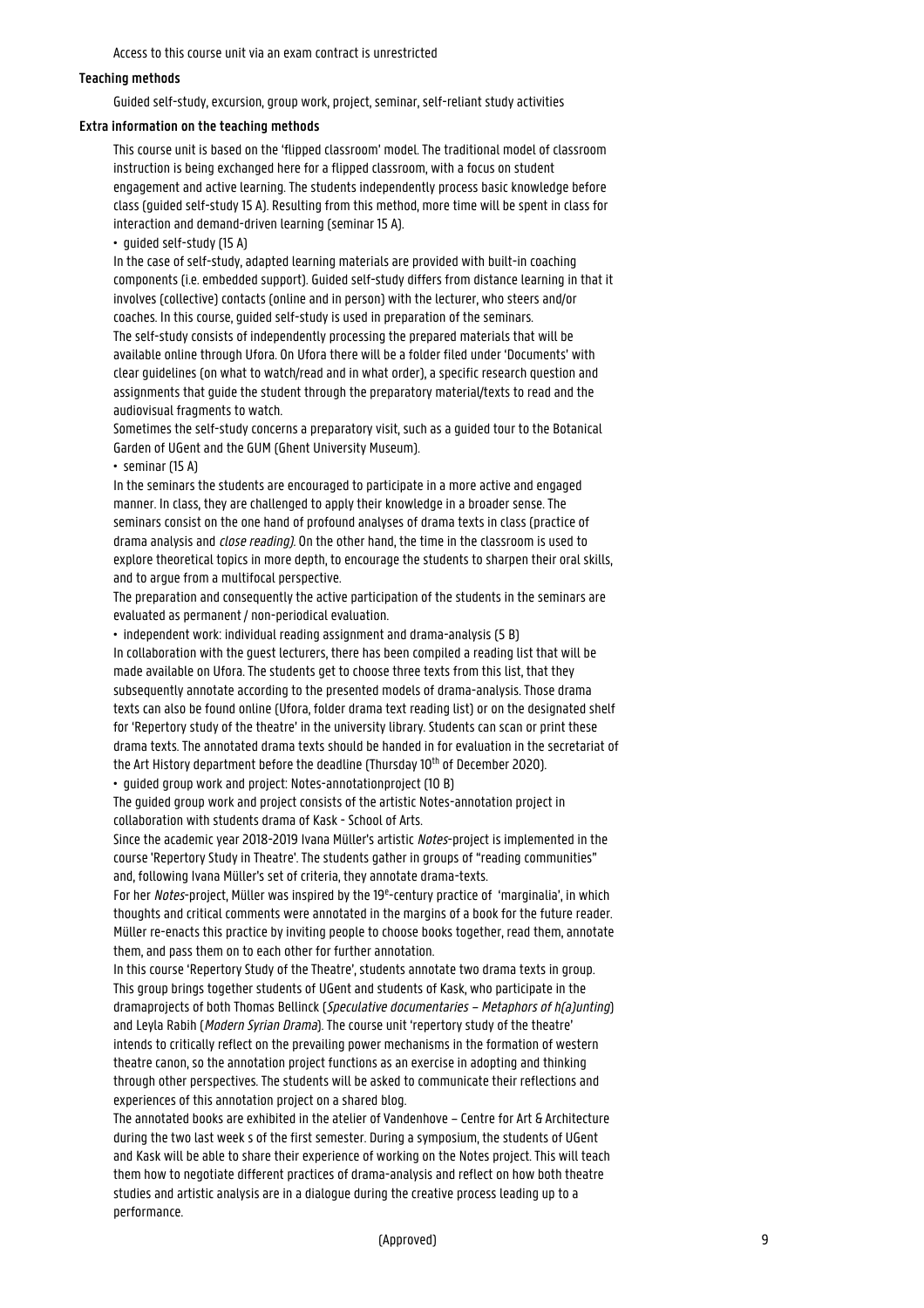Access to this course unit via an exam contract is unrestricted

### Teaching methods

Guided self-study, excursion, group work, project, seminar, self-reliant study activities

### Extra information on the teaching methods

This course unit is based on the 'flipped classroom' model. The traditional model of classroom instruction is being exchanged here for a flipped classroom, with a focus on student engagement and active learning. The students independently process basic knowledge before class (guided self-study 15 A). Resulting from this method, more time will be spent in class for interaction and demand-driven learning (seminar 15 A).

• guided self-study (15 A)

In the case of self-study, adapted learning materials are provided with built-in coaching components (i.e. embedded support). Guided self-study differs from distance learning in that it involves (collective) contacts (online and in person) with the lecturer, who steers and/or coaches. In this course, guided self-study is used in preparation of the seminars.
The self-study consists of independently processing the prepared materials that will be available online through Ufora. On Ufora there will be a folder filed under 'Documents' with clear guidelines (on what to watch/read and in what order), a specific research question and assignments that guide the student through the preparatory material/texts to read and the audiovisual fragments to watch.

Sometimes the self-study concerns a preparatory visit, such as a guided tour to the Botanical Garden of UGent and the GUM (Ghent University Museum).

• seminar (15 A)

In the seminars the students are encouraged to participate in a more active and engaged manner. In class, they are challenged to apply their knowledge in a broader sense. The seminars consist on the one hand of profound analyses of drama texts in class (practice of drama analysis and *close reading)*. On the other hand, the time in the classroom is used to explore theoretical topics in more depth, to encourage the students to sharpen their oral skills, and to argue from a multifocal perspective.

The preparation and consequently the active participation of the students in the seminars are evaluated as permanent / non-periodical evaluation.

• independent work: individual reading assignment and drama-analysis (5 B)

In collaboration with the guest lecturers, there has been compiled a reading list that will be made available on Ufora. The students get to choose three texts from this list, that they subsequently annotate according to the presented models of drama-analysis. Those drama texts can also be found online (Ufora, folder drama text reading list) or on the designated shelf for 'Repertory study of the theatre' in the university library. Students can scan or print these drama texts. The annotated drama texts should be handed in for evaluation in the secretariat of the Art History department before the deadline (Thursday 10th of December 2020).

• guided group work and project: Notes-annotationproject (10 B)

The guided group work and project consists of the artistic Notes-annotation project in collaboration with students drama of Kask - School of Arts.

Since the academic year 2018-2019 Ivana Müller's artistic *Notes*-project is implemented in the course 'Repertory Study in Theatre'. The students gather in groups of "reading communities" and, following Ivana Müller's set of criteria, they annotate drama-texts.

For her *Notes*-project, Müller was inspired by the 19e-century practice of 'marginalia', in which thoughts and critical comments were annotated in the margins of a book for the future reader. Müller re-enacts this practice by inviting people to choose books together, read them, annotate them, and pass them on to each other for further annotation.

In this course 'Repertory Study of the Theatre', students annotate two drama texts in group. This group brings together students of UGent and students of Kask, who participate in the dramaprojects of both Thomas Bellinck (*Speculative documentaries – Metaphors of h(a)unting*) and Leyla Rabih (*Modern Syrian Drama*). The course unit 'repertory study of the theatre' intends to critically reflect on the prevailing power mechanisms in the formation of western theatre canon, so the annotation project functions as an exercise in adopting and thinking through other perspectives. The students will be asked to communicate their reflections and experiences of this annotation project on a shared blog.

The annotated books are exhibited in the atelier of Vandenhove – Centre for Art & Architecture during the two last week s of the first semester. During a symposium, the students of UGent and Kask will be able to share their experience of working on the Notes project. This will teach them how to negotiate different practices of drama-analysis and reflect on how both theatre studies and artistic analysis are in a dialogue during the creative process leading up to a performance.

(Approved)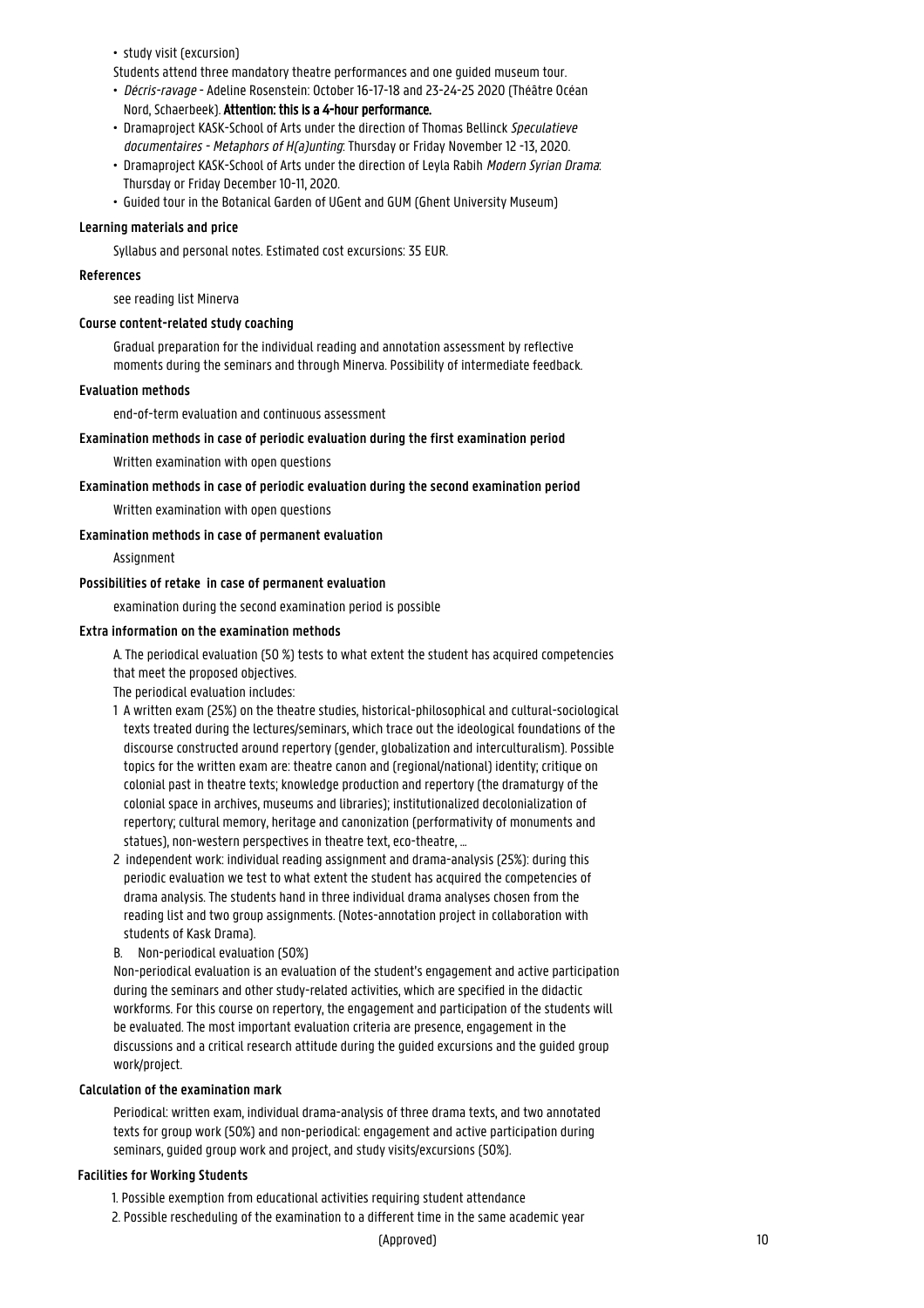- study visit (excursion)

Students attend three mandatory theatre performances and one guided museum tour.

- *Décris-ravage* - Adeline Rosenstein: October 16-17-18 and 23-24-25 2020 (Théâtre Océan Nord, Schaerbeek). **Attention: this is a 4-hour performance.**
- Dramaproject KASK-School of Arts under the direction of Thomas Bellinck *Speculatieve documentaires - Metaphors of H(a)unting*: Thursday or Friday November 12 -13, 2020.
- Dramaproject KASK-School of Arts under the direction of Leyla Rabih *Modern Syrian Drama*: Thursday or Friday December 10-11, 2020.
- Guided tour in the Botanical Garden of UGent and GUM (Ghent University Museum)

**Learning materials and price**

Syllabus and personal notes. Estimated cost excursions: 35 EUR.

**References**

see reading list Minerva

**Course content-related study coaching**

Gradual preparation for the individual reading and annotation assessment by reflective moments during the seminars and through Minerva. Possibility of intermediate feedback.

**Evaluation methods**

end-of-term evaluation and continuous assessment

**Examination methods in case of periodic evaluation during the first examination period**

Written examination with open questions

**Examination methods in case of periodic evaluation during the second examination period**

Written examination with open questions

**Examination methods in case of permanent evaluation**

Assignment

**Possibilities of retake in case of permanent evaluation**

examination during the second examination period is possible

**Extra information on the examination methods**

A. The periodical evaluation (50 %) tests to what extent the student has acquired competencies that meet the proposed objectives.

The periodical evaluation includes:

1. A written exam (25%) on the theatre studies, historical-philosophical and cultural-sociological texts treated during the lectures/seminars, which trace out the ideological foundations of the discourse constructed around repertory (gender, globalization and interculturalism). Possible topics for the written exam are: theatre canon and (regional/national) identity; critique on colonial past in theatre texts; knowledge production and repertory (the dramaturgy of the colonial space in archives, museums and libraries); institutionalized decolonialization of repertory; cultural memory, heritage and canonization (performativity of monuments and statues), non-western perspectives in theatre text, eco-theatre, ...
2. independent work: individual reading assignment and drama-analysis (25%): during this periodic evaluation we test to what extent the student has acquired the competencies of drama analysis. The students hand in three individual drama analyses chosen from the reading list and two group assignments. (Notes-annotation project in collaboration with students of Kask Drama).

B. Non-periodical evaluation (50%)

Non-periodical evaluation is an evaluation of the student's engagement and active participation during the seminars and other study-related activities, which are specified in the didactic workforms. For this course on repertory, the engagement and participation of the students will be evaluated. The most important evaluation criteria are presence, engagement in the discussions and a critical research attitude during the guided excursions and the guided group work/project.

**Calculation of the examination mark**

Periodical: written exam, individual drama-analysis of three drama texts, and two annotated texts for group work (50%) and non-periodical: engagement and active participation during seminars, guided group work and project, and study visits/excursions (50%).

**Facilities for Working Students**

1. Possible exemption from educational activities requiring student attendance
2. Possible rescheduling of the examination to a different time in the same academic year

(Approved)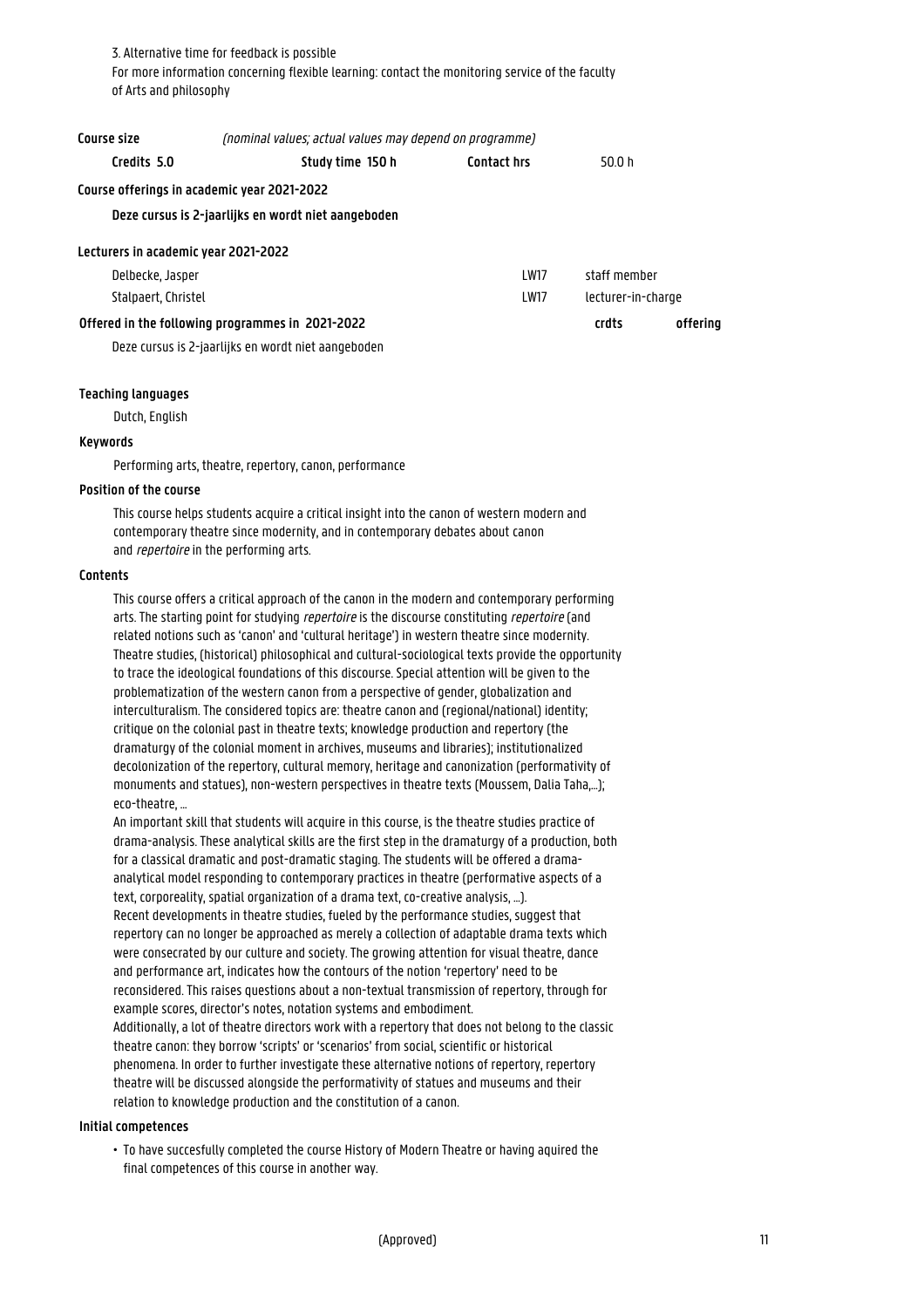3. Alternative time for feedback is possible

For more information concerning flexible learning: contact the monitoring service of the faculty of Arts and philosophy

**Course size** *(nominal values; actual values may depend on programme)*

| **Credits 5.0** | **Study time 150 h** | **Contact hrs** | 50.0 h |
|---|---|---|---|

**Course offerings in academic year 2021-2022**

**Deze cursus is 2-jaarlijks en wordt niet aangeboden**

**Lecturers in academic year 2021-2022**

| | | |
|---|---|---|
| Delbecke, Jasper | LW17 | staff member |
| Stalpaert, Christel | LW17 | lecturer-in-charge |

**Offered in the following programmes in 2021-2022** **crdts** **offering**

Deze cursus is 2-jaarlijks en wordt niet aangeboden

**Teaching languages**

Dutch, English

**Keywords**

Performing arts, theatre, repertory, canon, performance

**Position of the course**

This course helps students acquire a critical insight into the canon of western modern and contemporary theatre since modernity, and in contemporary debates about canon and *repertoire* in the performing arts.

**Contents**

This course offers a critical approach of the canon in the modern and contemporary performing arts. The starting point for studying *repertoire* is the discourse constituting *repertoire* (and related notions such as 'canon' and 'cultural heritage') in western theatre since modernity. Theatre studies, (historical) philosophical and cultural-sociological texts provide the opportunity to trace the ideological foundations of this discourse. Special attention will be given to the problematization of the western canon from a perspective of gender, globalization and interculturalism. The considered topics are: theatre canon and (regional/national) identity; critique on the colonial past in theatre texts; knowledge production and repertory (the dramaturgy of the colonial moment in archives, museums and libraries); institutionalized decolonization of the repertory, cultural memory, heritage and canonization (performativity of monuments and statues), non-western perspectives in theatre texts (Moussem, Dalia Taha,...); eco-theatre, ...

An important skill that students will acquire in this course, is the theatre studies practice of drama-analysis. These analytical skills are the first step in the dramaturgy of a production, both for a classical dramatic and post-dramatic staging. The students will be offered a drama-analytical model responding to contemporary practices in theatre (performative aspects of a text, corporeality, spatial organization of a drama text, co-creative analysis, ...).

Recent developments in theatre studies, fueled by the performance studies, suggest that repertory can no longer be approached as merely a collection of adaptable drama texts which were consecrated by our culture and society. The growing attention for visual theatre, dance and performance art, indicates how the contours of the notion 'repertory' need to be reconsidered. This raises questions about a non-textual transmission of repertory, through for example scores, director's notes, notation systems and embodiment.

Additionally, a lot of theatre directors work with a repertory that does not belong to the classic theatre canon: they borrow 'scripts' or 'scenarios' from social, scientific or historical phenomena. In order to further investigate these alternative notions of repertory, repertory theatre will be discussed alongside the performativity of statues and museums and their relation to knowledge production and the constitution of a canon.

**Initial competences**

- To have succesfully completed the course History of Modern Theatre or having aquired the final competences of this course in another way.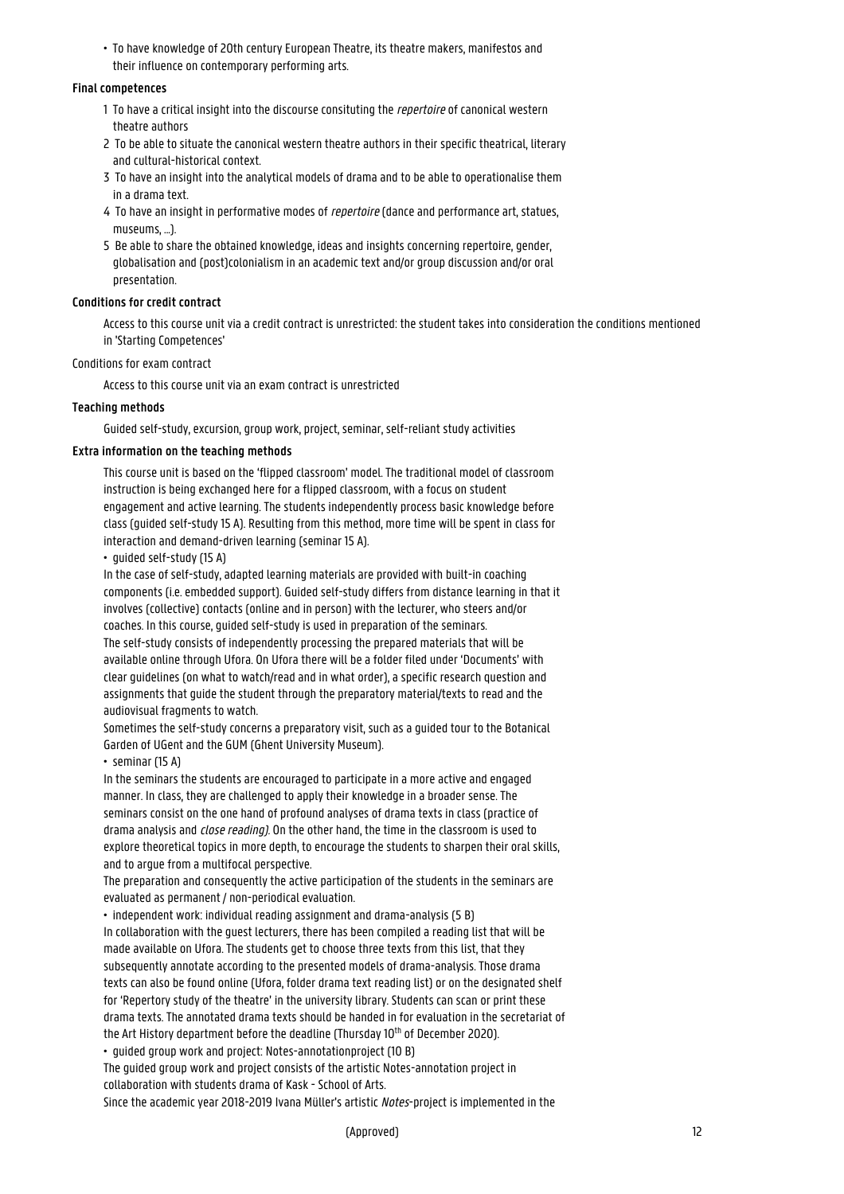- To have knowledge of 20th century European Theatre, its theatre makers, manifestos and their influence on contemporary performing arts.

#### Final competences

1 To have a critical insight into the discourse consituting the *repertoire* of canonical western theatre authors
2 To be able to situate the canonical western theatre authors in their specific theatrical, literary and cultural-historical context.
3 To have an insight into the analytical models of drama and to be able to operationalise them in a drama text.
4 To have an insight in performative modes of *repertoire* (dance and performance art, statues, museums, ...).
5 Be able to share the obtained knowledge, ideas and insights concerning repertoire, gender, globalisation and (post)colonialism in an academic text and/or group discussion and/or oral presentation.

#### Conditions for credit contract

Access to this course unit via a credit contract is unrestricted: the student takes into consideration the conditions mentioned in 'Starting Competences'

Conditions for exam contract

Access to this course unit via an exam contract is unrestricted

#### Teaching methods

Guided self-study, excursion, group work, project, seminar, self-reliant study activities

#### Extra information on the teaching methods

This course unit is based on the 'flipped classroom' model. The traditional model of classroom instruction is being exchanged here for a flipped classroom, with a focus on student engagement and active learning. The students independently process basic knowledge before class (guided self-study 15 A). Resulting from this method, more time will be spent in class for interaction and demand-driven learning (seminar 15 A).

- guided self-study (15 A)

In the case of self-study, adapted learning materials are provided with built-in coaching components (i.e. embedded support). Guided self-study differs from distance learning in that it involves (collective) contacts (online and in person) with the lecturer, who steers and/or coaches. In this course, guided self-study is used in preparation of the seminars.
The self-study consists of independently processing the prepared materials that will be available online through Ufora. On Ufora there will be a folder filed under 'Documents' with clear guidelines (on what to watch/read and in what order), a specific research question and assignments that guide the student through the preparatory material/texts to read and the audiovisual fragments to watch.
Sometimes the self-study concerns a preparatory visit, such as a guided tour to the Botanical Garden of UGent and the GUM (Ghent University Museum).

- seminar (15 A)

In the seminars the students are encouraged to participate in a more active and engaged manner. In class, they are challenged to apply their knowledge in a broader sense. The seminars consist on the one hand of profound analyses of drama texts in class (practice of drama analysis and *close reading)*. On the other hand, the time in the classroom is used to explore theoretical topics in more depth, to encourage the students to sharpen their oral skills, and to argue from a multifocal perspective.
The preparation and consequently the active participation of the students in the seminars are evaluated as permanent / non-periodical evaluation.

- independent work: individual reading assignment and drama-analysis (5 B)

In collaboration with the guest lecturers, there has been compiled a reading list that will be made available on Ufora. The students get to choose three texts from this list, that they subsequently annotate according to the presented models of drama-analysis. Those drama texts can also be found online (Ufora, folder drama text reading list) or on the designated shelf for 'Repertory study of the theatre' in the university library. Students can scan or print these drama texts. The annotated drama texts should be handed in for evaluation in the secretariat of the Art History department before the deadline (Thursday 10th of December 2020).

- guided group work and project: Notes-annotationproject (10 B)

The guided group work and project consists of the artistic Notes-annotation project in collaboration with students drama of Kask - School of Arts.
Since the academic year 2018-2019 Ivana Müller's artistic *Notes*-project is implemented in the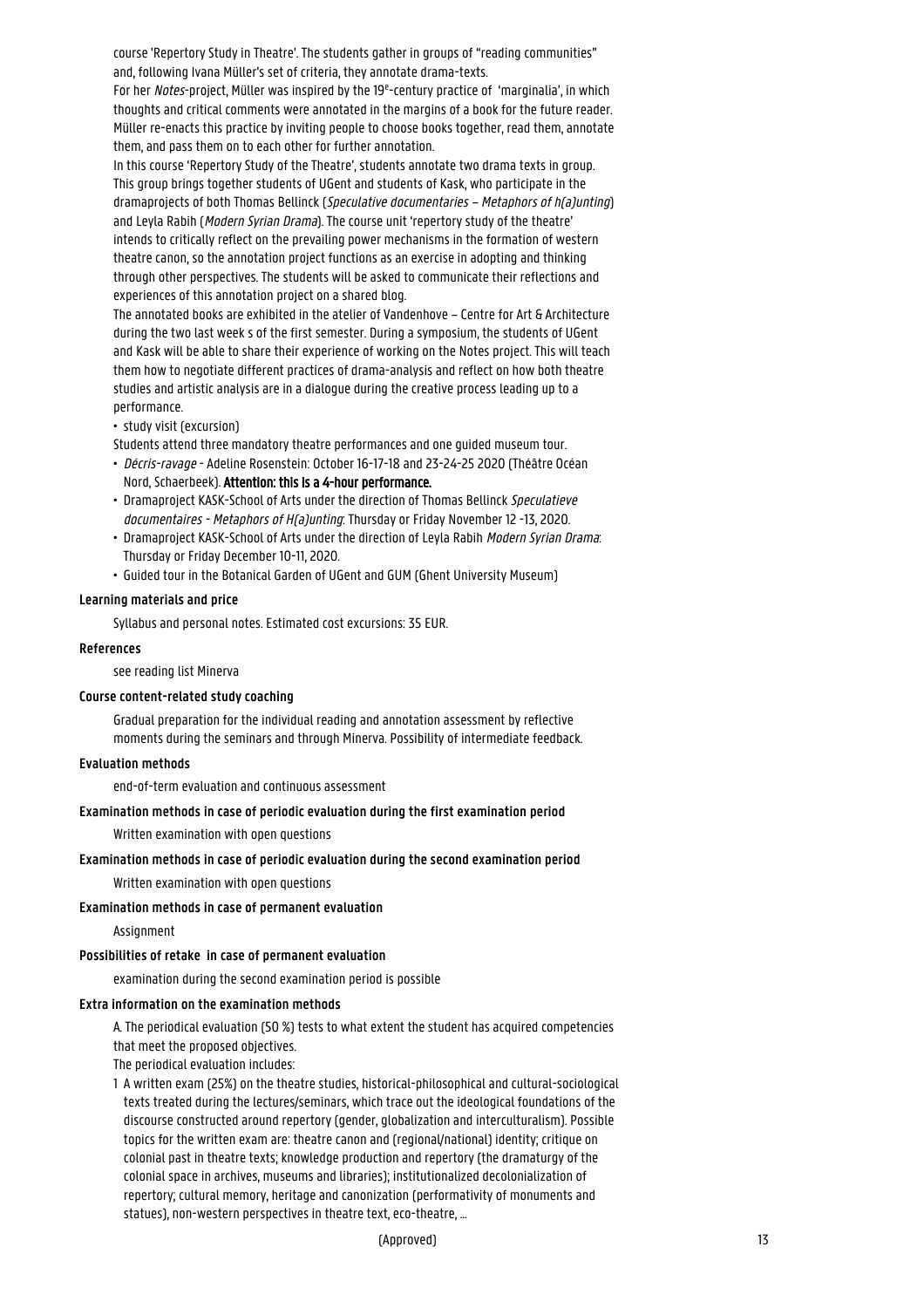course 'Repertory Study in Theatre'. The students gather in groups of "reading communities" and, following Ivana Müller's set of criteria, they annotate drama-texts.

For her *Notes*-project, Müller was inspired by the 19e-century practice of 'marginalia', in which thoughts and critical comments were annotated in the margins of a book for the future reader. Müller re-enacts this practice by inviting people to choose books together, read them, annotate them, and pass them on to each other for further annotation.

In this course 'Repertory Study of the Theatre', students annotate two drama texts in group. This group brings together students of UGent and students of Kask, who participate in the dramaprojects of both Thomas Bellinck (*Speculative documentaries – Metaphors of h(a)unting*) and Leyla Rabih (*Modern Syrian Drama*). The course unit 'repertory study of the theatre' intends to critically reflect on the prevailing power mechanisms in the formation of western theatre canon, so the annotation project functions as an exercise in adopting and thinking through other perspectives. The students will be asked to communicate their reflections and experiences of this annotation project on a shared blog.

The annotated books are exhibited in the atelier of Vandenhove – Centre for Art & Architecture during the two last week s of the first semester. During a symposium, the students of UGent and Kask will be able to share their experience of working on the Notes project. This will teach them how to negotiate different practices of drama-analysis and reflect on how both theatre studies and artistic analysis are in a dialogue during the creative process leading up to a performance.

- study visit (excursion)

Students attend three mandatory theatre performances and one guided museum tour.

- *Décris-ravage* - Adeline Rosenstein: October 16-17-18 and 23-24-25 2020 (Théâtre Océan Nord, Schaerbeek). **Attention: this is a 4-hour performance.**
- Dramaproject KASK-School of Arts under the direction of Thomas Bellinck *Speculatieve documentaires - Metaphors of H(a)unting*: Thursday or Friday November 12 -13, 2020.
- Dramaproject KASK-School of Arts under the direction of Leyla Rabih *Modern Syrian Drama*: Thursday or Friday December 10-11, 2020.
- Guided tour in the Botanical Garden of UGent and GUM (Ghent University Museum)

**Learning materials and price**

Syllabus and personal notes. Estimated cost excursions: 35 EUR.

**References**

see reading list Minerva

**Course content-related study coaching**

Gradual preparation for the individual reading and annotation assessment by reflective moments during the seminars and through Minerva. Possibility of intermediate feedback.

**Evaluation methods**

end-of-term evaluation and continuous assessment

**Examination methods in case of periodic evaluation during the first examination period**

Written examination with open questions

**Examination methods in case of periodic evaluation during the second examination period**

Written examination with open questions

**Examination methods in case of permanent evaluation**

Assignment

**Possibilities of retake in case of permanent evaluation**

examination during the second examination period is possible

**Extra information on the examination methods**

A. The periodical evaluation (50 %) tests to what extent the student has acquired competencies that meet the proposed objectives.

The periodical evaluation includes:

1 A written exam (25%) on the theatre studies, historical-philosophical and cultural-sociological texts treated during the lectures/seminars, which trace out the ideological foundations of the discourse constructed around repertory (gender, globalization and interculturalism). Possible topics for the written exam are: theatre canon and (regional/national) identity; critique on colonial past in theatre texts; knowledge production and repertory (the dramaturgy of the colonial space in archives, museums and libraries); institutionalized decolonialization of repertory; cultural memory, heritage and canonization (performativity of monuments and statues), non-western perspectives in theatre text, eco-theatre, ...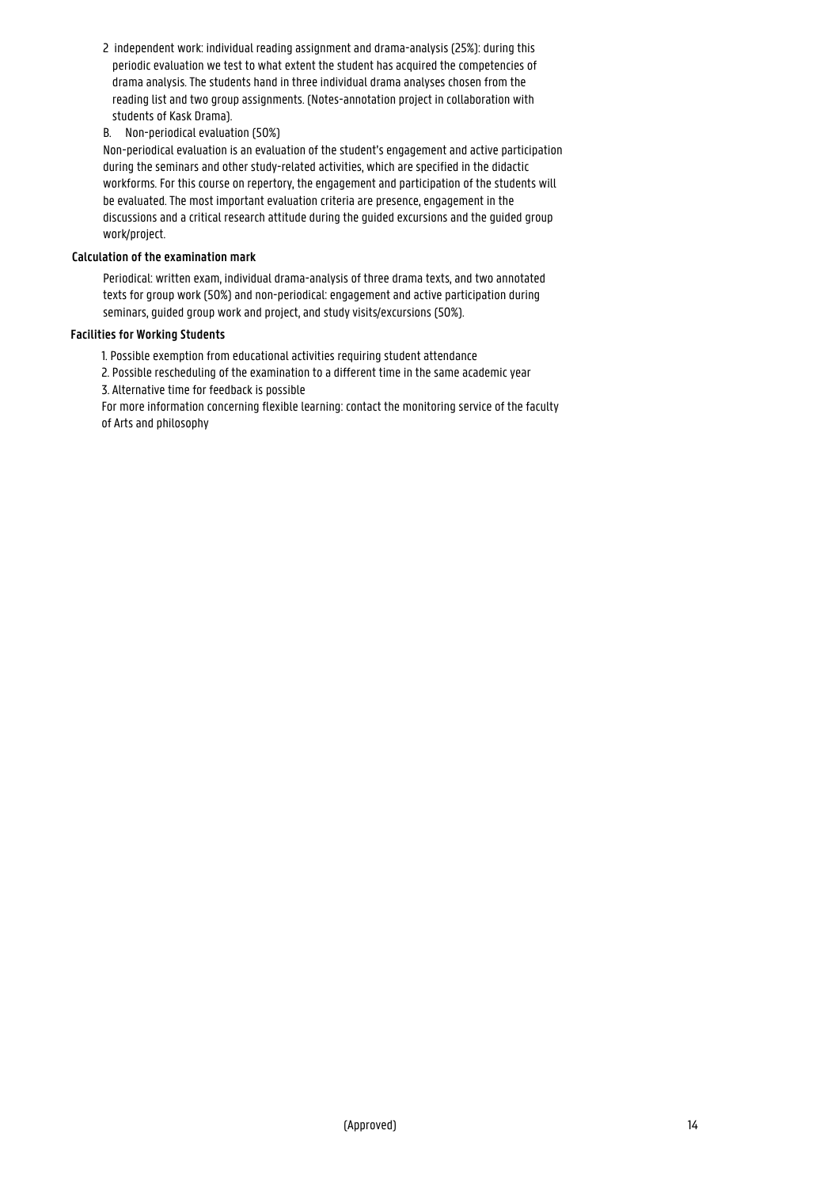2 independent work: individual reading assignment and drama-analysis (25%): during this periodic evaluation we test to what extent the student has acquired the competencies of drama analysis. The students hand in three individual drama analyses chosen from the reading list and two group assignments. (Notes-annotation project in collaboration with students of Kask Drama).

B. Non-periodical evaluation (50%)

Non-periodical evaluation is an evaluation of the student's engagement and active participation during the seminars and other study-related activities, which are specified in the didactic workforms. For this course on repertory, the engagement and participation of the students will be evaluated. The most important evaluation criteria are presence, engagement in the discussions and a critical research attitude during the guided excursions and the guided group work/project.

**Calculation of the examination mark**

Periodical: written exam, individual drama-analysis of three drama texts, and two annotated texts for group work (50%) and non-periodical: engagement and active participation during seminars, guided group work and project, and study visits/excursions (50%).

**Facilities for Working Students**

1. Possible exemption from educational activities requiring student attendance
2. Possible rescheduling of the examination to a different time in the same academic year
3. Alternative time for feedback is possible

For more information concerning flexible learning: contact the monitoring service of the faculty of Arts and philosophy

(Approved)